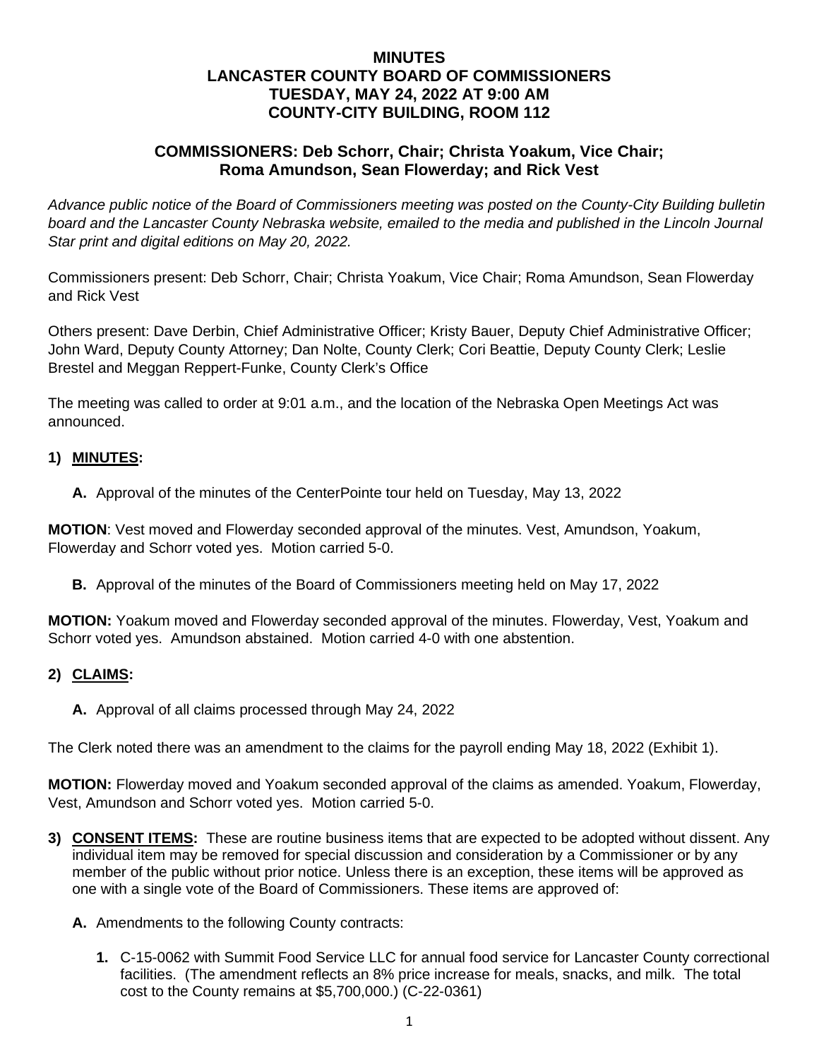# MINUTES
# LANCASTER COUNTY BOARD OF COMMISSIONERS
# TUESDAY, MAY 24, 2022 AT 9:00 AM
# COUNTY-CITY BUILDING, ROOM 112

## COMMISSIONERS: Deb Schorr, Chair; Christa Yoakum, Vice Chair; Roma Amundson, Sean Flowerday; and Rick Vest

*Advance public notice of the Board of Commissioners meeting was posted on the County-City Building bulletin board and the Lancaster County Nebraska website, emailed to the media and published in the Lincoln Journal Star print and digital editions on May 20, 2022.*

Commissioners present: Deb Schorr, Chair; Christa Yoakum, Vice Chair; Roma Amundson, Sean Flowerday and Rick Vest

Others present: Dave Derbin, Chief Administrative Officer; Kristy Bauer, Deputy Chief Administrative Officer; John Ward, Deputy County Attorney; Dan Nolte, County Clerk; Cori Beattie, Deputy County Clerk; Leslie Brestel and Meggan Reppert-Funke, County Clerk's Office

The meeting was called to order at 9:01 a.m., and the location of the Nebraska Open Meetings Act was announced.

**1) MINUTES:**

**A.** Approval of the minutes of the CenterPointe tour held on Tuesday, May 13, 2022

**MOTION**: Vest moved and Flowerday seconded approval of the minutes. Vest, Amundson, Yoakum, Flowerday and Schorr voted yes. Motion carried 5-0.

**B.** Approval of the minutes of the Board of Commissioners meeting held on May 17, 2022

**MOTION:** Yoakum moved and Flowerday seconded approval of the minutes. Flowerday, Vest, Yoakum and Schorr voted yes. Amundson abstained. Motion carried 4-0 with one abstention.

**2) CLAIMS:**

**A.** Approval of all claims processed through May 24, 2022

The Clerk noted there was an amendment to the claims for the payroll ending May 18, 2022 (Exhibit 1).

**MOTION:** Flowerday moved and Yoakum seconded approval of the claims as amended. Yoakum, Flowerday, Vest, Amundson and Schorr voted yes. Motion carried 5-0.

**3) CONSENT ITEMS:** These are routine business items that are expected to be adopted without dissent. Any individual item may be removed for special discussion and consideration by a Commissioner or by any member of the public without prior notice. Unless there is an exception, these items will be approved as one with a single vote of the Board of Commissioners. These items are approved of:

**A.** Amendments to the following County contracts:

**1.** C-15-0062 with Summit Food Service LLC for annual food service for Lancaster County correctional facilities. (The amendment reflects an 8% price increase for meals, snacks, and milk. The total cost to the County remains at $5,700,000.) (C-22-0361)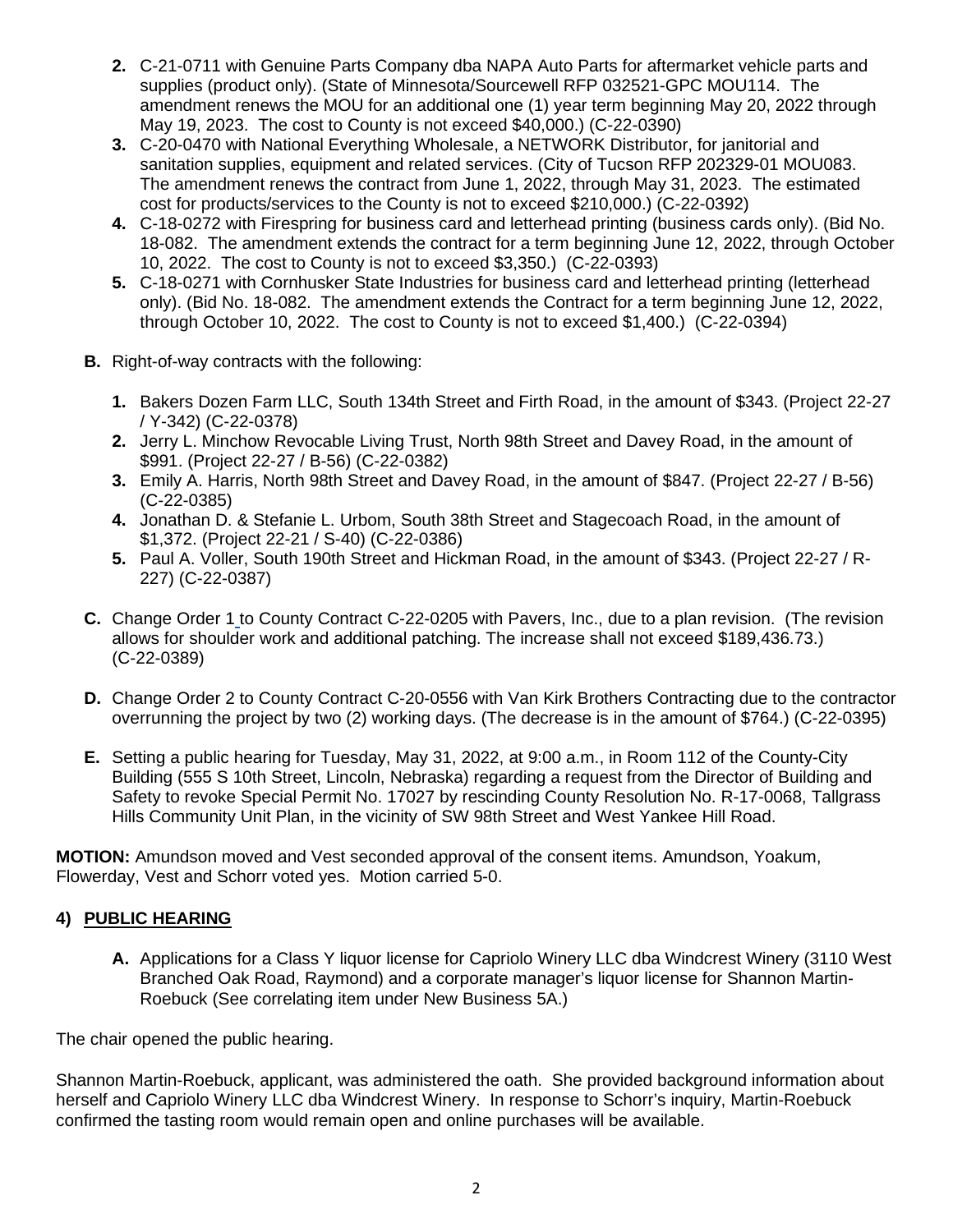2. C-21-0711 with Genuine Parts Company dba NAPA Auto Parts for aftermarket vehicle parts and supplies (product only). (State of Minnesota/Sourcewell RFP 032521-GPC MOU114. The amendment renews the MOU for an additional one (1) year term beginning May 20, 2022 through May 19, 2023. The cost to County is not exceed $40,000.) (C-22-0390)
3. C-20-0470 with National Everything Wholesale, a NETWORK Distributor, for janitorial and sanitation supplies, equipment and related services. (City of Tucson RFP 202329-01 MOU083. The amendment renews the contract from June 1, 2022, through May 31, 2023. The estimated cost for products/services to the County is not to exceed $210,000.) (C-22-0392)
4. C-18-0272 with Firespring for business card and letterhead printing (business cards only). (Bid No. 18-082. The amendment extends the contract for a term beginning June 12, 2022, through October 10, 2022. The cost to County is not to exceed $3,350.) (C-22-0393)
5. C-18-0271 with Cornhusker State Industries for business card and letterhead printing (letterhead only). (Bid No. 18-082. The amendment extends the Contract for a term beginning June 12, 2022, through October 10, 2022. The cost to County is not to exceed $1,400.) (C-22-0394)

**B.** Right-of-way contracts with the following:

1. Bakers Dozen Farm LLC, South 134th Street and Firth Road, in the amount of $343. (Project 22-27 / Y-342) (C-22-0378)
2. Jerry L. Minchow Revocable Living Trust, North 98th Street and Davey Road, in the amount of $991. (Project 22-27 / B-56) (C-22-0382)
3. Emily A. Harris, North 98th Street and Davey Road, in the amount of $847. (Project 22-27 / B-56) (C-22-0385)
4. Jonathan D. & Stefanie L. Urbom, South 38th Street and Stagecoach Road, in the amount of $1,372. (Project 22-21 / S-40) (C-22-0386)
5. Paul A. Voller, South 190th Street and Hickman Road, in the amount of $343. (Project 22-27 / R-227) (C-22-0387)

**C.** Change Order 1 to County Contract C-22-0205 with Pavers, Inc., due to a plan revision. (The revision allows for shoulder work and additional patching. The increase shall not exceed $189,436.73.) (C-22-0389)

**D.** Change Order 2 to County Contract C-20-0556 with Van Kirk Brothers Contracting due to the contractor overrunning the project by two (2) working days. (The decrease is in the amount of $764.) (C-22-0395)

**E.** Setting a public hearing for Tuesday, May 31, 2022, at 9:00 a.m., in Room 112 of the County-City Building (555 S 10th Street, Lincoln, Nebraska) regarding a request from the Director of Building and Safety to revoke Special Permit No. 17027 by rescinding County Resolution No. R-17-0068, Tallgrass Hills Community Unit Plan, in the vicinity of SW 98th Street and West Yankee Hill Road.

**MOTION:** Amundson moved and Vest seconded approval of the consent items. Amundson, Yoakum, Flowerday, Vest and Schorr voted yes. Motion carried 5-0.

## 4) PUBLIC HEARING

**A.** Applications for a Class Y liquor license for Capriolo Winery LLC dba Windcrest Winery (3110 West Branched Oak Road, Raymond) and a corporate manager's liquor license for Shannon Martin-Roebuck (See correlating item under New Business 5A.)

The chair opened the public hearing.

Shannon Martin-Roebuck, applicant, was administered the oath. She provided background information about herself and Capriolo Winery LLC dba Windcrest Winery. In response to Schorr's inquiry, Martin-Roebuck confirmed the tasting room would remain open and online purchases will be available.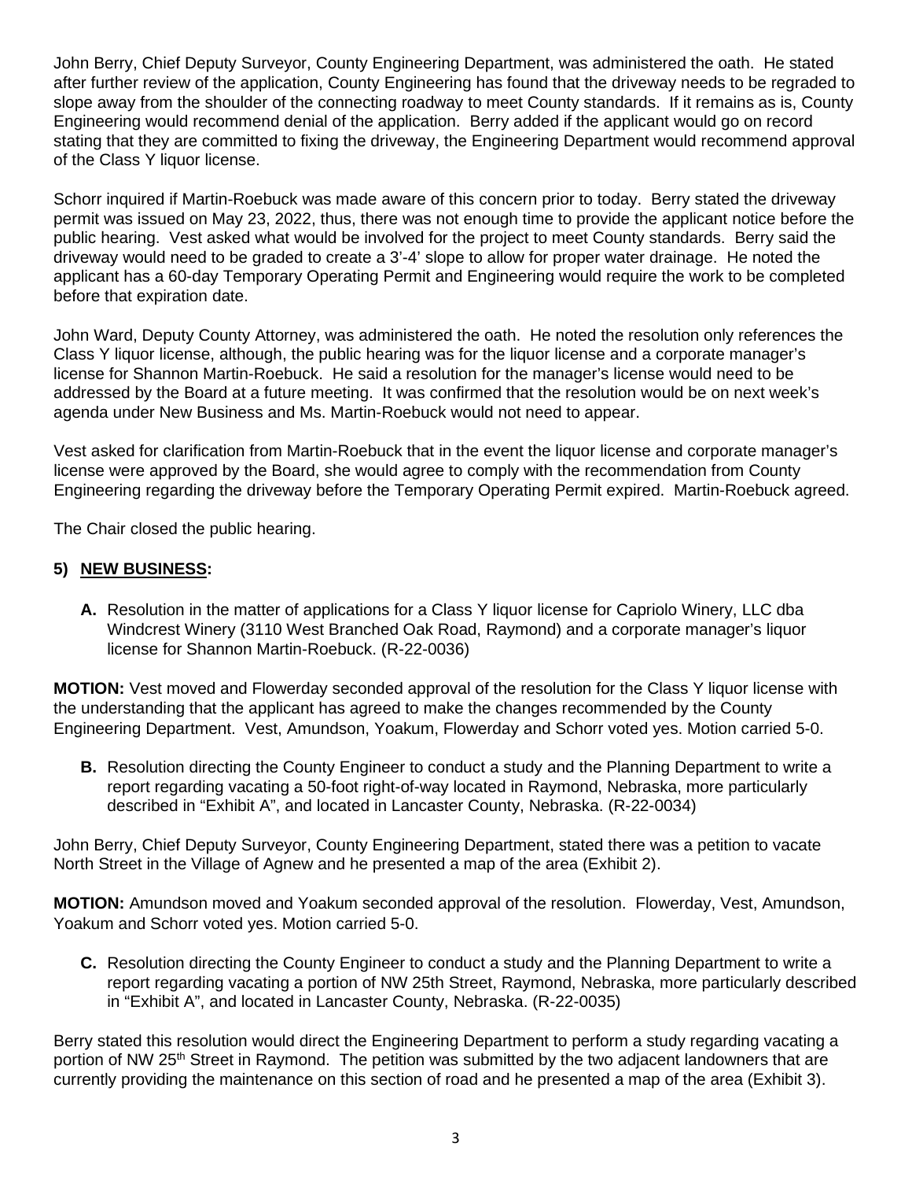John Berry, Chief Deputy Surveyor, County Engineering Department, was administered the oath. He stated after further review of the application, County Engineering has found that the driveway needs to be regraded to slope away from the shoulder of the connecting roadway to meet County standards. If it remains as is, County Engineering would recommend denial of the application. Berry added if the applicant would go on record stating that they are committed to fixing the driveway, the Engineering Department would recommend approval of the Class Y liquor license.

Schorr inquired if Martin-Roebuck was made aware of this concern prior to today. Berry stated the driveway permit was issued on May 23, 2022, thus, there was not enough time to provide the applicant notice before the public hearing. Vest asked what would be involved for the project to meet County standards. Berry said the driveway would need to be graded to create a 3'-4' slope to allow for proper water drainage. He noted the applicant has a 60-day Temporary Operating Permit and Engineering would require the work to be completed before that expiration date.

John Ward, Deputy County Attorney, was administered the oath. He noted the resolution only references the Class Y liquor license, although, the public hearing was for the liquor license and a corporate manager's license for Shannon Martin-Roebuck. He said a resolution for the manager's license would need to be addressed by the Board at a future meeting. It was confirmed that the resolution would be on next week's agenda under New Business and Ms. Martin-Roebuck would not need to appear.

Vest asked for clarification from Martin-Roebuck that in the event the liquor license and corporate manager's license were approved by the Board, she would agree to comply with the recommendation from County Engineering regarding the driveway before the Temporary Operating Permit expired. Martin-Roebuck agreed.

The Chair closed the public hearing.

## 5) NEW BUSINESS:

**A.** Resolution in the matter of applications for a Class Y liquor license for Capriolo Winery, LLC dba Windcrest Winery (3110 West Branched Oak Road, Raymond) and a corporate manager's liquor license for Shannon Martin-Roebuck. (R-22-0036)

**MOTION:** Vest moved and Flowerday seconded approval of the resolution for the Class Y liquor license with the understanding that the applicant has agreed to make the changes recommended by the County Engineering Department. Vest, Amundson, Yoakum, Flowerday and Schorr voted yes. Motion carried 5-0.

**B.** Resolution directing the County Engineer to conduct a study and the Planning Department to write a report regarding vacating a 50-foot right-of-way located in Raymond, Nebraska, more particularly described in "Exhibit A", and located in Lancaster County, Nebraska. (R-22-0034)

John Berry, Chief Deputy Surveyor, County Engineering Department, stated there was a petition to vacate North Street in the Village of Agnew and he presented a map of the area (Exhibit 2).

**MOTION:** Amundson moved and Yoakum seconded approval of the resolution. Flowerday, Vest, Amundson, Yoakum and Schorr voted yes. Motion carried 5-0.

**C.** Resolution directing the County Engineer to conduct a study and the Planning Department to write a report regarding vacating a portion of NW 25th Street, Raymond, Nebraska, more particularly described in "Exhibit A", and located in Lancaster County, Nebraska. (R-22-0035)

Berry stated this resolution would direct the Engineering Department to perform a study regarding vacating a portion of NW 25th Street in Raymond. The petition was submitted by the two adjacent landowners that are currently providing the maintenance on this section of road and he presented a map of the area (Exhibit 3).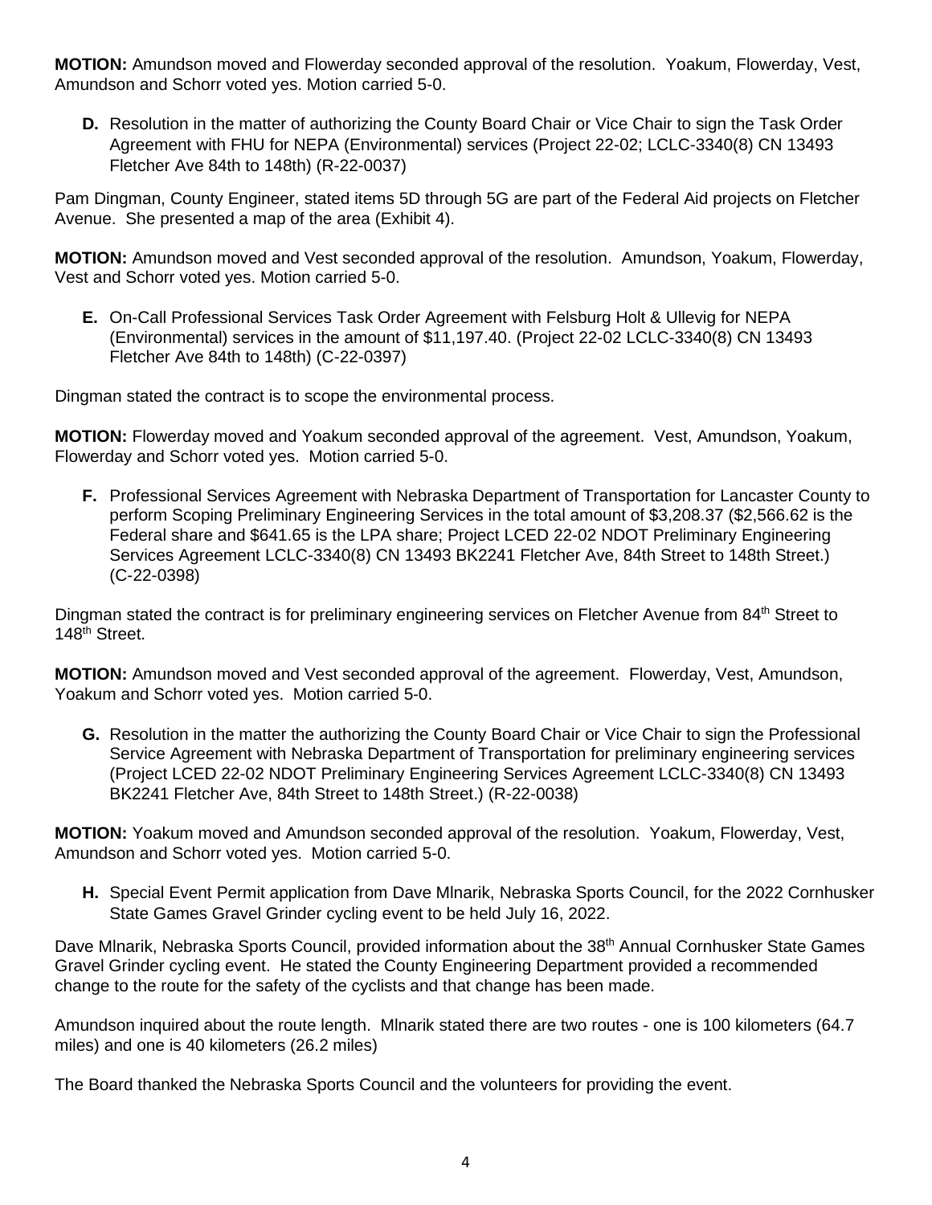**MOTION:** Amundson moved and Flowerday seconded approval of the resolution. Yoakum, Flowerday, Vest, Amundson and Schorr voted yes. Motion carried 5-0.

**D.** Resolution in the matter of authorizing the County Board Chair or Vice Chair to sign the Task Order Agreement with FHU for NEPA (Environmental) services (Project 22-02; LCLC-3340(8) CN 13493 Fletcher Ave 84th to 148th) (R-22-0037)

Pam Dingman, County Engineer, stated items 5D through 5G are part of the Federal Aid projects on Fletcher Avenue. She presented a map of the area (Exhibit 4).

**MOTION:** Amundson moved and Vest seconded approval of the resolution. Amundson, Yoakum, Flowerday, Vest and Schorr voted yes. Motion carried 5-0.

**E.** On-Call Professional Services Task Order Agreement with Felsburg Holt & Ullevig for NEPA (Environmental) services in the amount of $11,197.40. (Project 22-02 LCLC-3340(8) CN 13493 Fletcher Ave 84th to 148th) (C-22-0397)

Dingman stated the contract is to scope the environmental process.

**MOTION:** Flowerday moved and Yoakum seconded approval of the agreement. Vest, Amundson, Yoakum, Flowerday and Schorr voted yes. Motion carried 5-0.

**F.** Professional Services Agreement with Nebraska Department of Transportation for Lancaster County to perform Scoping Preliminary Engineering Services in the total amount of $3,208.37 ($2,566.62 is the Federal share and $641.65 is the LPA share; Project LCED 22-02 NDOT Preliminary Engineering Services Agreement LCLC-3340(8) CN 13493 BK2241 Fletcher Ave, 84th Street to 148th Street.) (C-22-0398)

Dingman stated the contract is for preliminary engineering services on Fletcher Avenue from 84th Street to 148th Street.

**MOTION:** Amundson moved and Vest seconded approval of the agreement. Flowerday, Vest, Amundson, Yoakum and Schorr voted yes. Motion carried 5-0.

**G.** Resolution in the matter the authorizing the County Board Chair or Vice Chair to sign the Professional Service Agreement with Nebraska Department of Transportation for preliminary engineering services (Project LCED 22-02 NDOT Preliminary Engineering Services Agreement LCLC-3340(8) CN 13493 BK2241 Fletcher Ave, 84th Street to 148th Street.) (R-22-0038)

**MOTION:** Yoakum moved and Amundson seconded approval of the resolution. Yoakum, Flowerday, Vest, Amundson and Schorr voted yes. Motion carried 5-0.

**H.** Special Event Permit application from Dave Mlnarik, Nebraska Sports Council, for the 2022 Cornhusker State Games Gravel Grinder cycling event to be held July 16, 2022.

Dave Mlnarik, Nebraska Sports Council, provided information about the 38th Annual Cornhusker State Games Gravel Grinder cycling event. He stated the County Engineering Department provided a recommended change to the route for the safety of the cyclists and that change has been made.

Amundson inquired about the route length. Mlnarik stated there are two routes - one is 100 kilometers (64.7 miles) and one is 40 kilometers (26.2 miles)

The Board thanked the Nebraska Sports Council and the volunteers for providing the event.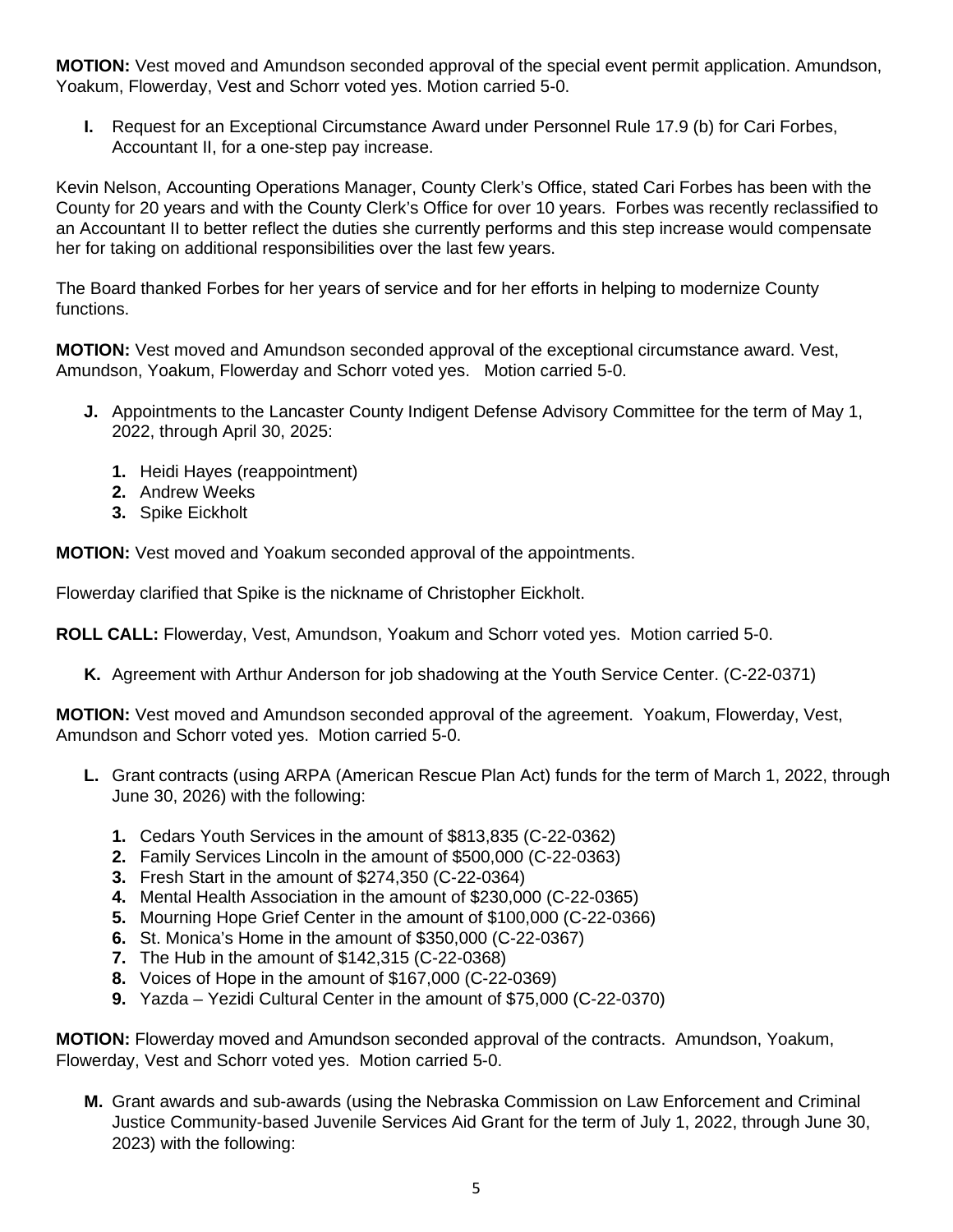**MOTION:** Vest moved and Amundson seconded approval of the special event permit application. Amundson, Yoakum, Flowerday, Vest and Schorr voted yes. Motion carried 5-0.

**I.** Request for an Exceptional Circumstance Award under Personnel Rule 17.9 (b) for Cari Forbes, Accountant II, for a one-step pay increase.

Kevin Nelson, Accounting Operations Manager, County Clerk's Office, stated Cari Forbes has been with the County for 20 years and with the County Clerk's Office for over 10 years. Forbes was recently reclassified to an Accountant II to better reflect the duties she currently performs and this step increase would compensate her for taking on additional responsibilities over the last few years.

The Board thanked Forbes for her years of service and for her efforts in helping to modernize County functions.

**MOTION:** Vest moved and Amundson seconded approval of the exceptional circumstance award. Vest, Amundson, Yoakum, Flowerday and Schorr voted yes. Motion carried 5-0.

**J.** Appointments to the Lancaster County Indigent Defense Advisory Committee for the term of May 1, 2022, through April 30, 2025:

1. Heidi Hayes (reappointment)
2. Andrew Weeks
3. Spike Eickholt

**MOTION:** Vest moved and Yoakum seconded approval of the appointments.

Flowerday clarified that Spike is the nickname of Christopher Eickholt.

**ROLL CALL:** Flowerday, Vest, Amundson, Yoakum and Schorr voted yes. Motion carried 5-0.

**K.** Agreement with Arthur Anderson for job shadowing at the Youth Service Center. (C-22-0371)

**MOTION:** Vest moved and Amundson seconded approval of the agreement. Yoakum, Flowerday, Vest, Amundson and Schorr voted yes. Motion carried 5-0.

**L.** Grant contracts (using ARPA (American Rescue Plan Act) funds for the term of March 1, 2022, through June 30, 2026) with the following:

1. Cedars Youth Services in the amount of $813,835 (C-22-0362)
2. Family Services Lincoln in the amount of $500,000 (C-22-0363)
3. Fresh Start in the amount of $274,350 (C-22-0364)
4. Mental Health Association in the amount of $230,000 (C-22-0365)
5. Mourning Hope Grief Center in the amount of $100,000 (C-22-0366)
6. St. Monica's Home in the amount of $350,000 (C-22-0367)
7. The Hub in the amount of $142,315 (C-22-0368)
8. Voices of Hope in the amount of $167,000 (C-22-0369)
9. Yazda – Yezidi Cultural Center in the amount of $75,000 (C-22-0370)

**MOTION:** Flowerday moved and Amundson seconded approval of the contracts. Amundson, Yoakum, Flowerday, Vest and Schorr voted yes. Motion carried 5-0.

**M.** Grant awards and sub-awards (using the Nebraska Commission on Law Enforcement and Criminal Justice Community-based Juvenile Services Aid Grant for the term of July 1, 2022, through June 30, 2023) with the following: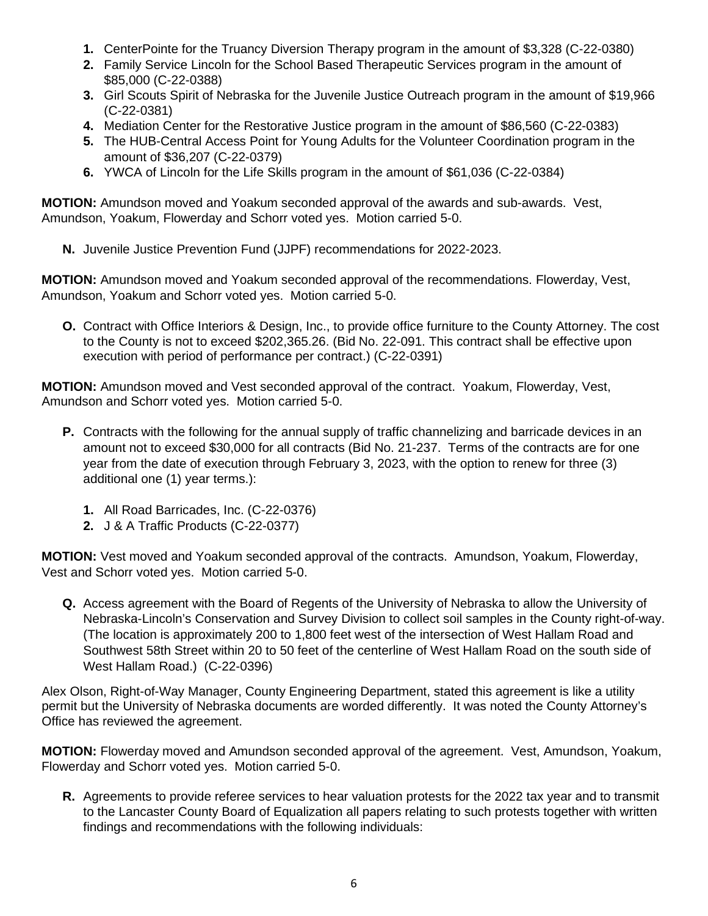1. CenterPointe for the Truancy Diversion Therapy program in the amount of $3,328 (C-22-0380)
2. Family Service Lincoln for the School Based Therapeutic Services program in the amount of $85,000 (C-22-0388)
3. Girl Scouts Spirit of Nebraska for the Juvenile Justice Outreach program in the amount of $19,966 (C-22-0381)
4. Mediation Center for the Restorative Justice program in the amount of $86,560 (C-22-0383)
5. The HUB-Central Access Point for Young Adults for the Volunteer Coordination program in the amount of $36,207 (C-22-0379)
6. YWCA of Lincoln for the Life Skills program in the amount of $61,036 (C-22-0384)

**MOTION:** Amundson moved and Yoakum seconded approval of the awards and sub-awards. Vest, Amundson, Yoakum, Flowerday and Schorr voted yes. Motion carried 5-0.

**N.** Juvenile Justice Prevention Fund (JJPF) recommendations for 2022-2023.

**MOTION:** Amundson moved and Yoakum seconded approval of the recommendations. Flowerday, Vest, Amundson, Yoakum and Schorr voted yes. Motion carried 5-0.

**O.** Contract with Office Interiors & Design, Inc., to provide office furniture to the County Attorney. The cost to the County is not to exceed $202,365.26. (Bid No. 22-091. This contract shall be effective upon execution with period of performance per contract.) (C-22-0391)

**MOTION:** Amundson moved and Vest seconded approval of the contract. Yoakum, Flowerday, Vest, Amundson and Schorr voted yes. Motion carried 5-0.

**P.** Contracts with the following for the annual supply of traffic channelizing and barricade devices in an amount not to exceed $30,000 for all contracts (Bid No. 21-237. Terms of the contracts are for one year from the date of execution through February 3, 2023, with the option to renew for three (3) additional one (1) year terms.):

1. All Road Barricades, Inc. (C-22-0376)
2. J & A Traffic Products (C-22-0377)

**MOTION:** Vest moved and Yoakum seconded approval of the contracts. Amundson, Yoakum, Flowerday, Vest and Schorr voted yes. Motion carried 5-0.

**Q.** Access agreement with the Board of Regents of the University of Nebraska to allow the University of Nebraska-Lincoln's Conservation and Survey Division to collect soil samples in the County right-of-way. (The location is approximately 200 to 1,800 feet west of the intersection of West Hallam Road and Southwest 58th Street within 20 to 50 feet of the centerline of West Hallam Road on the south side of West Hallam Road.) (C-22-0396)

Alex Olson, Right-of-Way Manager, County Engineering Department, stated this agreement is like a utility permit but the University of Nebraska documents are worded differently. It was noted the County Attorney's Office has reviewed the agreement.

**MOTION:** Flowerday moved and Amundson seconded approval of the agreement. Vest, Amundson, Yoakum, Flowerday and Schorr voted yes. Motion carried 5-0.

**R.** Agreements to provide referee services to hear valuation protests for the 2022 tax year and to transmit to the Lancaster County Board of Equalization all papers relating to such protests together with written findings and recommendations with the following individuals: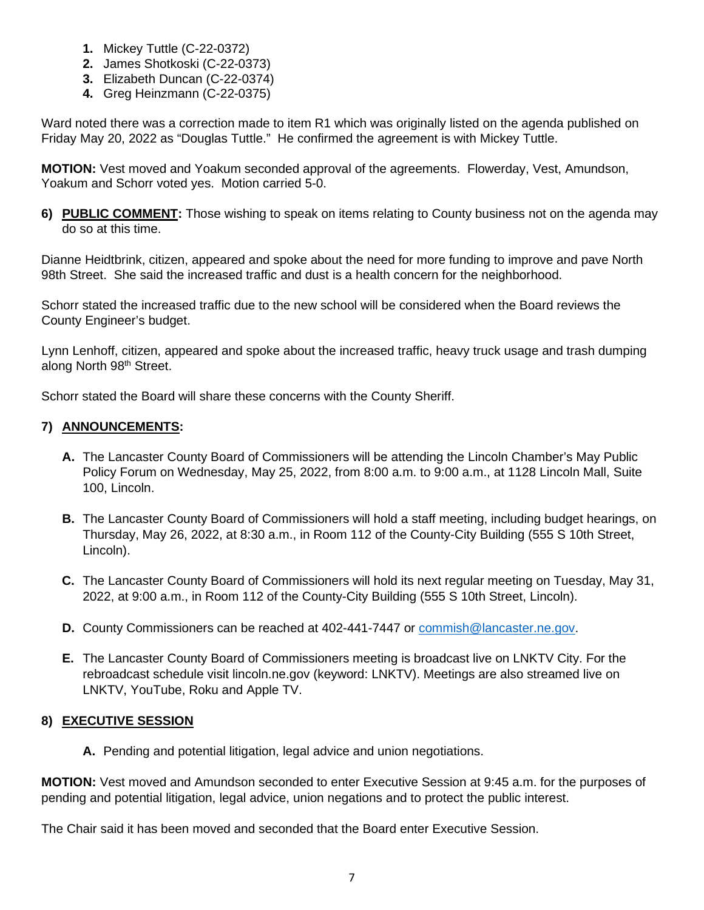1. Mickey Tuttle (C-22-0372)
2. James Shotkoski (C-22-0373)
3. Elizabeth Duncan (C-22-0374)
4. Greg Heinzmann (C-22-0375)

Ward noted there was a correction made to item R1 which was originally listed on the agenda published on Friday May 20, 2022 as "Douglas Tuttle." He confirmed the agreement is with Mickey Tuttle.

**MOTION:** Vest moved and Yoakum seconded approval of the agreements. Flowerday, Vest, Amundson, Yoakum and Schorr voted yes. Motion carried 5-0.

**6) PUBLIC COMMENT:** Those wishing to speak on items relating to County business not on the agenda may do so at this time.

Dianne Heidtbrink, citizen, appeared and spoke about the need for more funding to improve and pave North 98th Street. She said the increased traffic and dust is a health concern for the neighborhood.

Schorr stated the increased traffic due to the new school will be considered when the Board reviews the County Engineer's budget.

Lynn Lenhoff, citizen, appeared and spoke about the increased traffic, heavy truck usage and trash dumping along North 98th Street.

Schorr stated the Board will share these concerns with the County Sheriff.

**7) ANNOUNCEMENTS:**

**A.** The Lancaster County Board of Commissioners will be attending the Lincoln Chamber's May Public Policy Forum on Wednesday, May 25, 2022, from 8:00 a.m. to 9:00 a.m., at 1128 Lincoln Mall, Suite 100, Lincoln.

**B.** The Lancaster County Board of Commissioners will hold a staff meeting, including budget hearings, on Thursday, May 26, 2022, at 8:30 a.m., in Room 112 of the County-City Building (555 S 10th Street, Lincoln).

**C.** The Lancaster County Board of Commissioners will hold its next regular meeting on Tuesday, May 31, 2022, at 9:00 a.m., in Room 112 of the County-City Building (555 S 10th Street, Lincoln).

**D.** County Commissioners can be reached at 402-441-7447 or commish@lancaster.ne.gov.

**E.** The Lancaster County Board of Commissioners meeting is broadcast live on LNKTV City. For the rebroadcast schedule visit lincoln.ne.gov (keyword: LNKTV). Meetings are also streamed live on LNKTV, YouTube, Roku and Apple TV.

**8) EXECUTIVE SESSION**

**A.** Pending and potential litigation, legal advice and union negotiations.

**MOTION:** Vest moved and Amundson seconded to enter Executive Session at 9:45 a.m. for the purposes of pending and potential litigation, legal advice, union negations and to protect the public interest.

The Chair said it has been moved and seconded that the Board enter Executive Session.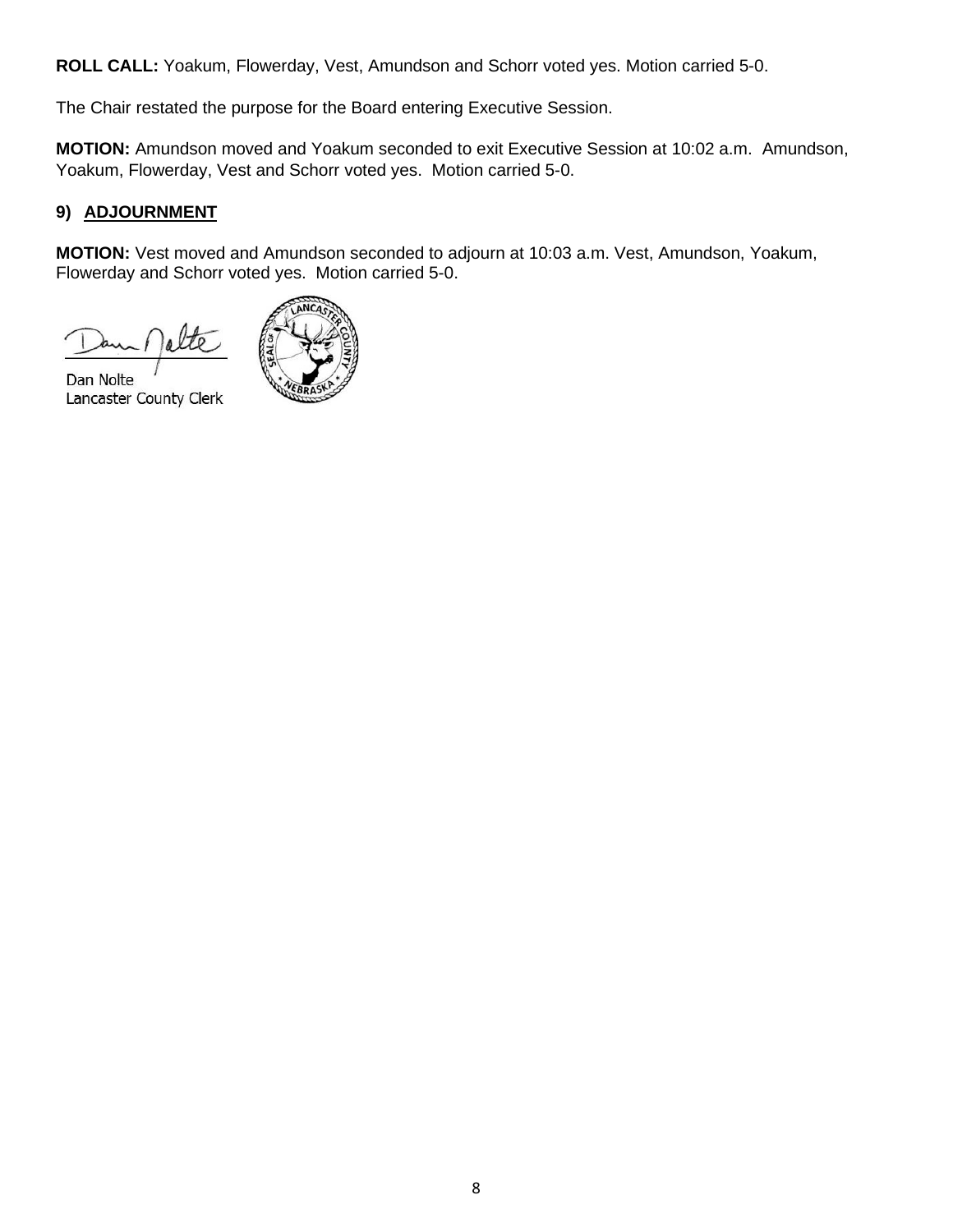**ROLL CALL:** Yoakum, Flowerday, Vest, Amundson and Schorr voted yes. Motion carried 5-0.

The Chair restated the purpose for the Board entering Executive Session.

**MOTION:** Amundson moved and Yoakum seconded to exit Executive Session at 10:02 a.m. Amundson, Yoakum, Flowerday, Vest and Schorr voted yes. Motion carried 5-0.

### 9) ADJOURNMENT

**MOTION:** Vest moved and Amundson seconded to adjourn at 10:03 a.m. Vest, Amundson, Yoakum, Flowerday and Schorr voted yes. Motion carried 5-0.

Dan Nolte
Lancaster County Clerk